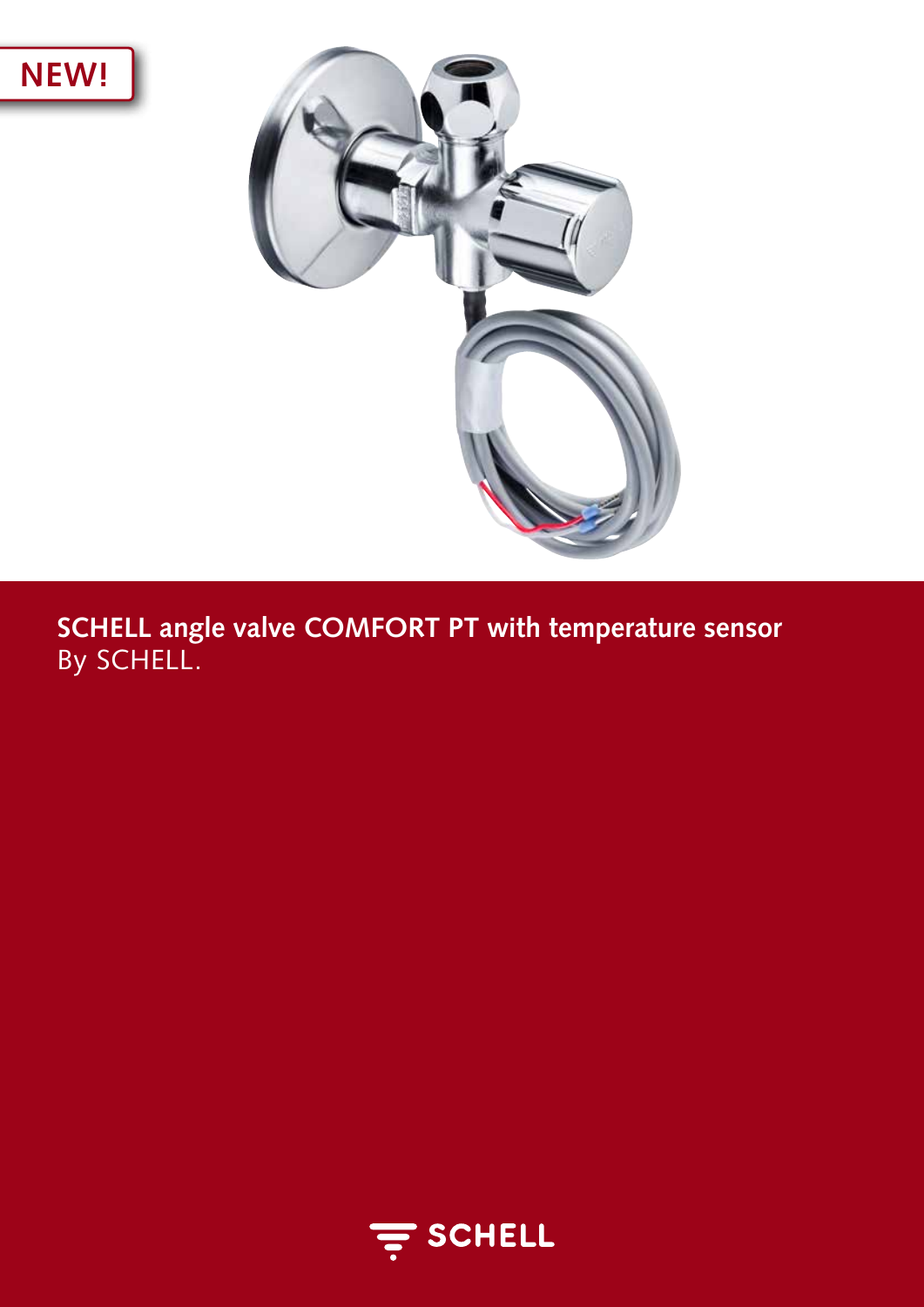NEW!

**SCHELL angle valve COMFORT PT with temperature sensor**
By SCHELL.

SCHELL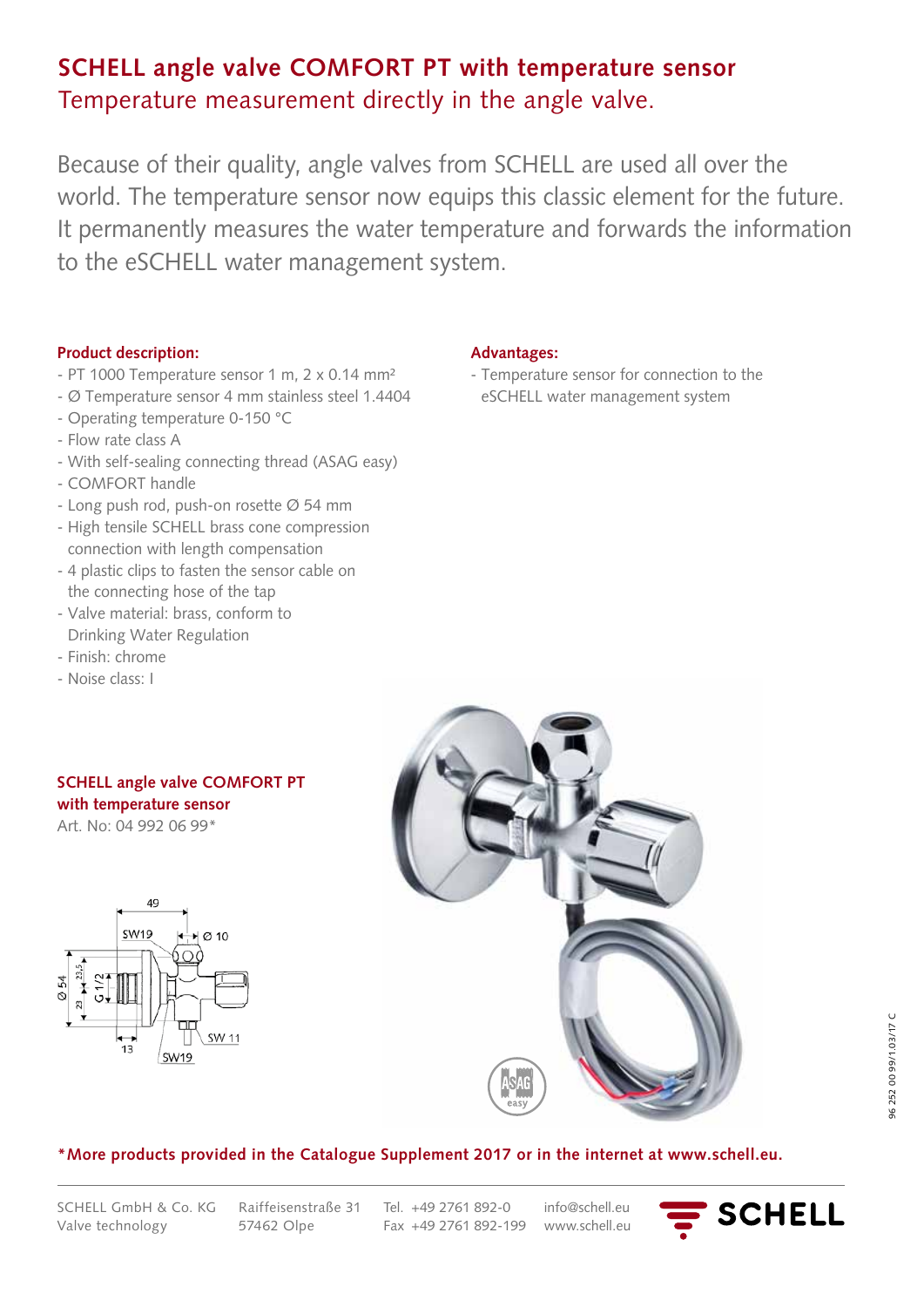# SCHELL angle valve COMFORT PT with temperature sensor

## Temperature measurement directly in the angle valve.

Because of their quality, angle valves from SCHELL are used all over the world. The temperature sensor now equips this classic element for the future. It permanently measures the water temperature and forwards the information to the eSCHELL water management system.

**Product description:**

- PT 1000 Temperature sensor 1 m, 2 x 0.14 mm²
- Ø Temperature sensor 4 mm stainless steel 1.4404
- Operating temperature 0-150 °C
- Flow rate class A
- With self-sealing connecting thread (ASAG easy)
- COMFORT handle
- Long push rod, push-on rosette Ø 54 mm
- High tensile SCHELL brass cone compression connection with length compensation
- 4 plastic clips to fasten the sensor cable on the connecting hose of the tap
- Valve material: brass, conform to Drinking Water Regulation
- Finish: chrome
- Noise class: I

**Advantages:**

- Temperature sensor for connection to the eSCHELL water management system

**SCHELL angle valve COMFORT PT with temperature sensor**
Art. No: 04 992 06 99*

49
SW19
Ø 10
Ø 54
23,5
G 1/2
23
13
SW 11
SW19

ASAG easy

***More products provided in the Catalogue Supplement 2017 or in the internet at www.schell.eu.**

96 252 00 99/1.03/17 C

SCHELL GmbH & Co. KG
Valve technology
Raiffeisenstraße 31
57462 Olpe
Tel. +49 2761 892-0
Fax +49 2761 892-199
info@schell.eu
www.schell.eu

SCHELL